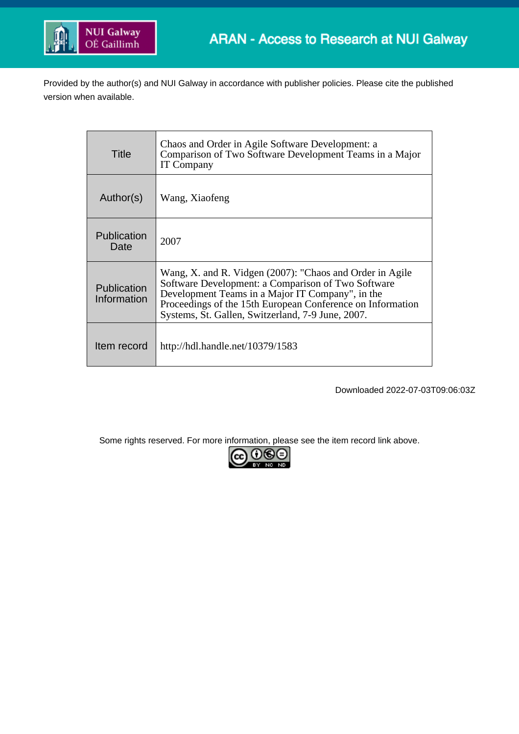Provided by the author(s) and NUI Galway in accordance with publisher policies. Please cite the published version when available.

| | |
|---|---|
| Title | Chaos and Order in Agile Software Development: a Comparison of Two Software Development Teams in a Major IT Company |
| Author(s) | Wang, Xiaofeng |
| Publication Date | 2007 |
| Publication Information | Wang, X. and R. Vidgen (2007): "Chaos and Order in Agile Software Development: a Comparison of Two Software Development Teams in a Major IT Company", in the Proceedings of the 15th European Conference on Information Systems, St. Gallen, Switzerland, 7-9 June, 2007. |
| Item record | http://hdl.handle.net/10379/1583 |

Downloaded 2022-07-03T09:06:03Z

Some rights reserved. For more information, please see the item record link above.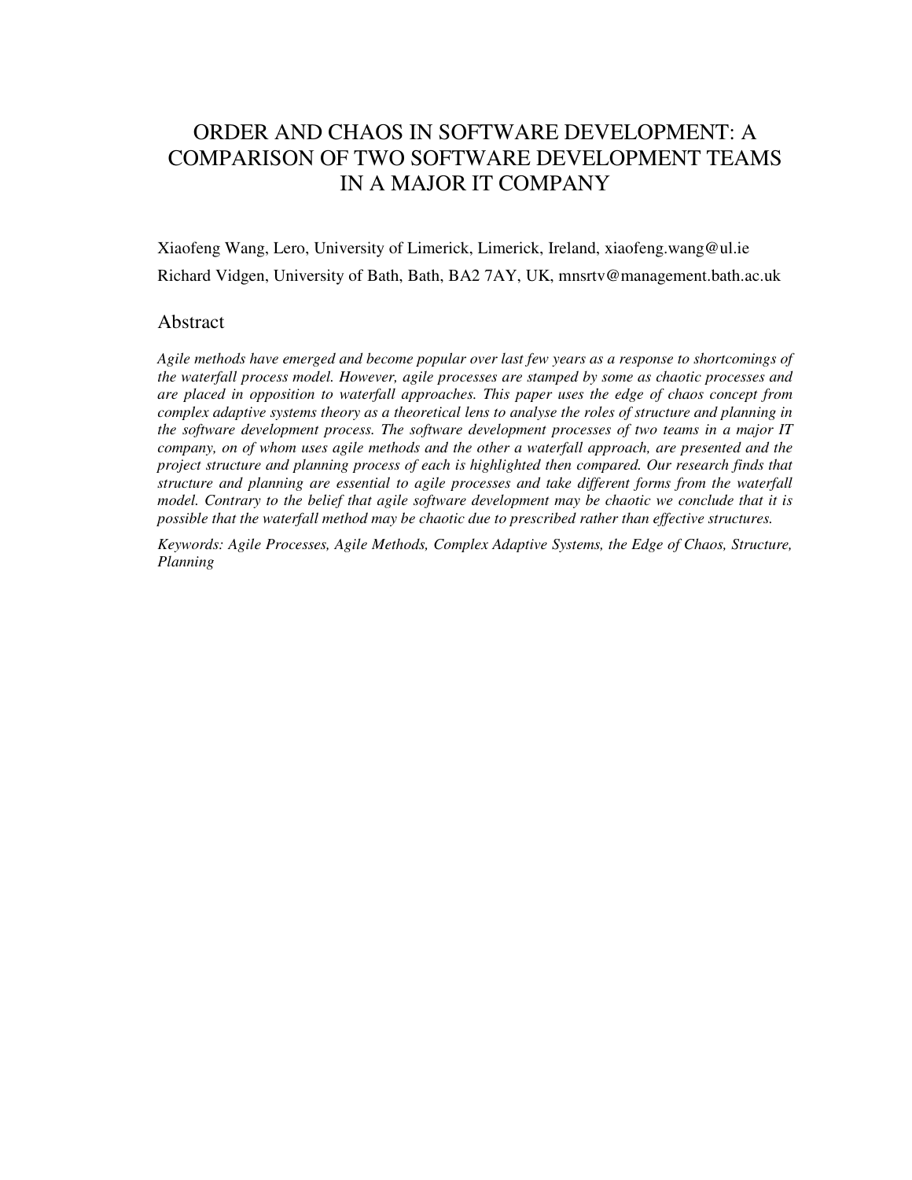# ORDER AND CHAOS IN SOFTWARE DEVELOPMENT: A COMPARISON OF TWO SOFTWARE DEVELOPMENT TEAMS IN A MAJOR IT COMPANY

Xiaofeng Wang, Lero, University of Limerick, Limerick, Ireland, xiaofeng.wang@ul.ie

Richard Vidgen, University of Bath, Bath, BA2 7AY, UK, mnsrtv@management.bath.ac.uk

## Abstract

*Agile methods have emerged and become popular over last few years as a response to shortcomings of the waterfall process model. However, agile processes are stamped by some as chaotic processes and are placed in opposition to waterfall approaches. This paper uses the edge of chaos concept from complex adaptive systems theory as a theoretical lens to analyse the roles of structure and planning in the software development process. The software development processes of two teams in a major IT company, on of whom uses agile methods and the other a waterfall approach, are presented and the project structure and planning process of each is highlighted then compared. Our research finds that structure and planning are essential to agile processes and take different forms from the waterfall model. Contrary to the belief that agile software development may be chaotic we conclude that it is possible that the waterfall method may be chaotic due to prescribed rather than effective structures.*

*Keywords: Agile Processes, Agile Methods, Complex Adaptive Systems, the Edge of Chaos, Structure, Planning*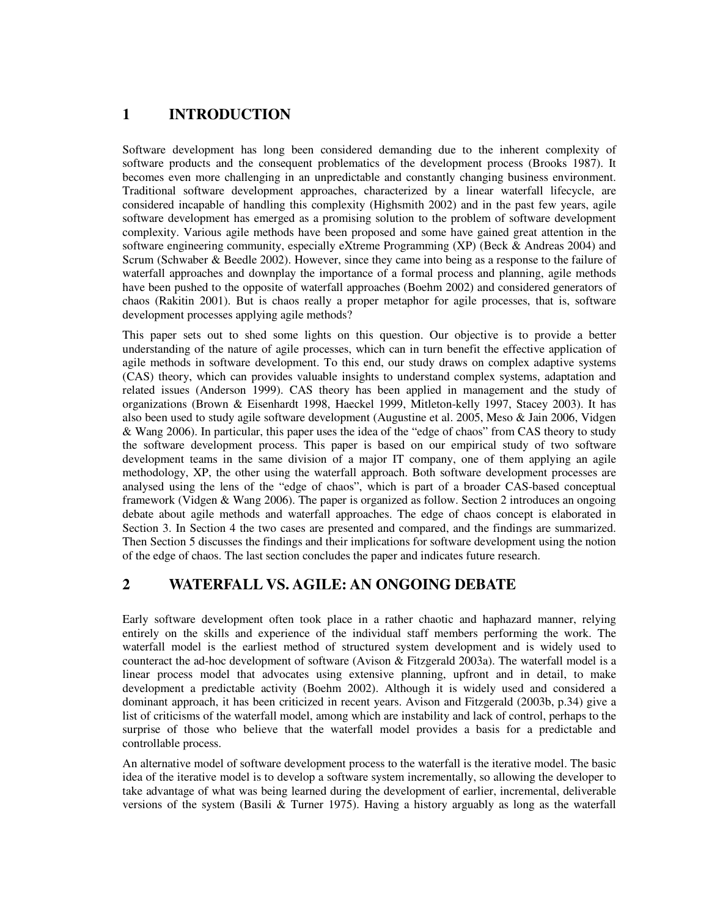# 1 INTRODUCTION

Software development has long been considered demanding due to the inherent complexity of software products and the consequent problematics of the development process (Brooks 1987). It becomes even more challenging in an unpredictable and constantly changing business environment. Traditional software development approaches, characterized by a linear waterfall lifecycle, are considered incapable of handling this complexity (Highsmith 2002) and in the past few years, agile software development has emerged as a promising solution to the problem of software development complexity. Various agile methods have been proposed and some have gained great attention in the software engineering community, especially eXtreme Programming (XP) (Beck & Andreas 2004) and Scrum (Schwaber & Beedle 2002). However, since they came into being as a response to the failure of waterfall approaches and downplay the importance of a formal process and planning, agile methods have been pushed to the opposite of waterfall approaches (Boehm 2002) and considered generators of chaos (Rakitin 2001). But is chaos really a proper metaphor for agile processes, that is, software development processes applying agile methods?

This paper sets out to shed some lights on this question. Our objective is to provide a better understanding of the nature of agile processes, which can in turn benefit the effective application of agile methods in software development. To this end, our study draws on complex adaptive systems (CAS) theory, which can provides valuable insights to understand complex systems, adaptation and related issues (Anderson 1999). CAS theory has been applied in management and the study of organizations (Brown & Eisenhardt 1998, Haeckel 1999, Mitleton-kelly 1997, Stacey 2003). It has also been used to study agile software development (Augustine et al. 2005, Meso & Jain 2006, Vidgen & Wang 2006). In particular, this paper uses the idea of the "edge of chaos" from CAS theory to study the software development process. This paper is based on our empirical study of two software development teams in the same division of a major IT company, one of them applying an agile methodology, XP, the other using the waterfall approach. Both software development processes are analysed using the lens of the "edge of chaos", which is part of a broader CAS-based conceptual framework (Vidgen & Wang 2006). The paper is organized as follow. Section 2 introduces an ongoing debate about agile methods and waterfall approaches. The edge of chaos concept is elaborated in Section 3. In Section 4 the two cases are presented and compared, and the findings are summarized. Then Section 5 discusses the findings and their implications for software development using the notion of the edge of chaos. The last section concludes the paper and indicates future research.

# 2 WATERFALL VS. AGILE: AN ONGOING DEBATE

Early software development often took place in a rather chaotic and haphazard manner, relying entirely on the skills and experience of the individual staff members performing the work. The waterfall model is the earliest method of structured system development and is widely used to counteract the ad-hoc development of software (Avison & Fitzgerald 2003a). The waterfall model is a linear process model that advocates using extensive planning, upfront and in detail, to make development a predictable activity (Boehm 2002). Although it is widely used and considered a dominant approach, it has been criticized in recent years. Avison and Fitzgerald (2003b, p.34) give a list of criticisms of the waterfall model, among which are instability and lack of control, perhaps to the surprise of those who believe that the waterfall model provides a basis for a predictable and controllable process.

An alternative model of software development process to the waterfall is the iterative model. The basic idea of the iterative model is to develop a software system incrementally, so allowing the developer to take advantage of what was being learned during the development of earlier, incremental, deliverable versions of the system (Basili & Turner 1975). Having a history arguably as long as the waterfall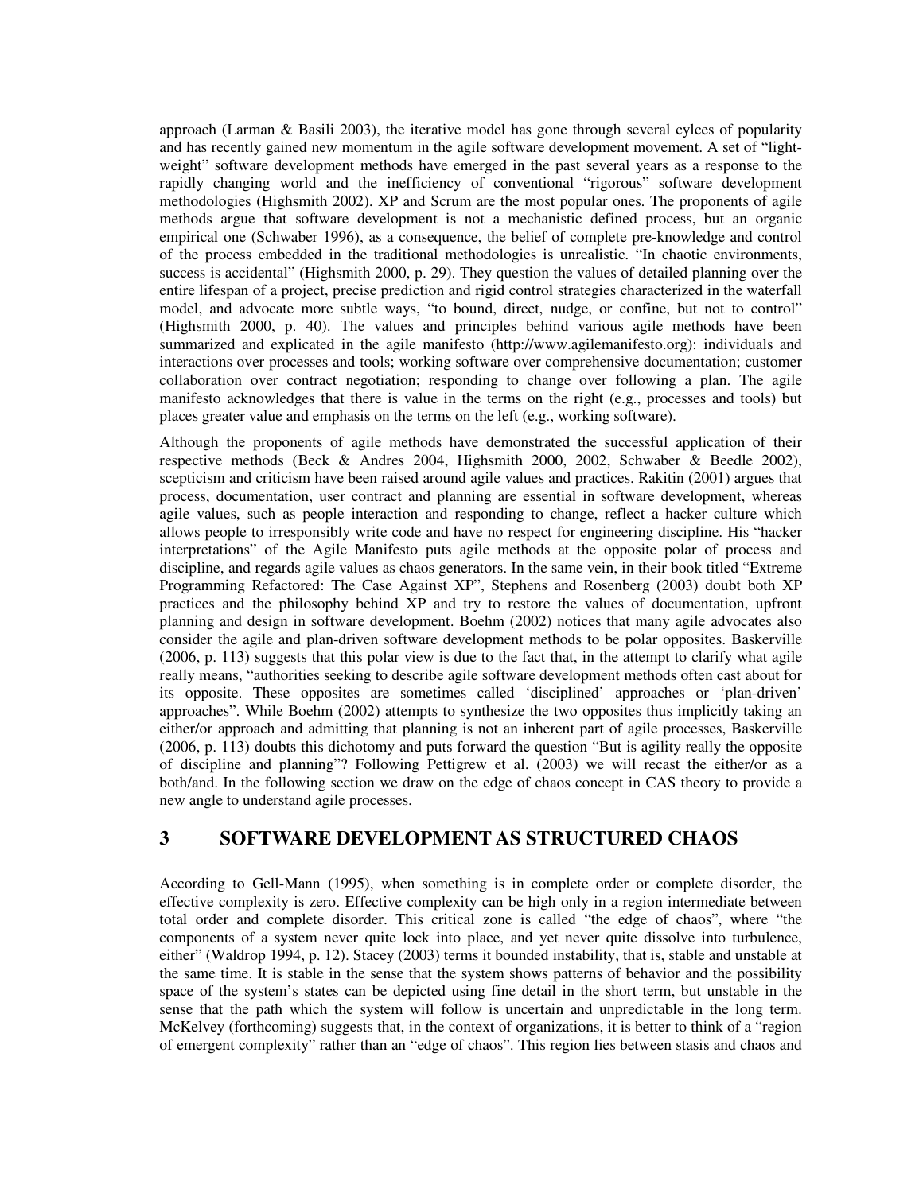approach (Larman & Basili 2003), the iterative model has gone through several cylces of popularity and has recently gained new momentum in the agile software development movement. A set of "light-weight" software development methods have emerged in the past several years as a response to the rapidly changing world and the inefficiency of conventional "rigorous" software development methodologies (Highsmith 2002). XP and Scrum are the most popular ones. The proponents of agile methods argue that software development is not a mechanistic defined process, but an organic empirical one (Schwaber 1996), as a consequence, the belief of complete pre-knowledge and control of the process embedded in the traditional methodologies is unrealistic. "In chaotic environments, success is accidental" (Highsmith 2000, p. 29). They question the values of detailed planning over the entire lifespan of a project, precise prediction and rigid control strategies characterized in the waterfall model, and advocate more subtle ways, "to bound, direct, nudge, or confine, but not to control" (Highsmith 2000, p. 40). The values and principles behind various agile methods have been summarized and explicated in the agile manifesto (http://www.agilemanifesto.org): individuals and interactions over processes and tools; working software over comprehensive documentation; customer collaboration over contract negotiation; responding to change over following a plan. The agile manifesto acknowledges that there is value in the terms on the right (e.g., processes and tools) but places greater value and emphasis on the terms on the left (e.g., working software).

Although the proponents of agile methods have demonstrated the successful application of their respective methods (Beck & Andres 2004, Highsmith 2000, 2002, Schwaber & Beedle 2002), scepticism and criticism have been raised around agile values and practices. Rakitin (2001) argues that process, documentation, user contract and planning are essential in software development, whereas agile values, such as people interaction and responding to change, reflect a hacker culture which allows people to irresponsibly write code and have no respect for engineering discipline. His "hacker interpretations" of the Agile Manifesto puts agile methods at the opposite polar of process and discipline, and regards agile values as chaos generators. In the same vein, in their book titled "Extreme Programming Refactored: The Case Against XP", Stephens and Rosenberg (2003) doubt both XP practices and the philosophy behind XP and try to restore the values of documentation, upfront planning and design in software development. Boehm (2002) notices that many agile advocates also consider the agile and plan-driven software development methods to be polar opposites. Baskerville (2006, p. 113) suggests that this polar view is due to the fact that, in the attempt to clarify what agile really means, "authorities seeking to describe agile software development methods often cast about for its opposite. These opposites are sometimes called 'disciplined' approaches or 'plan-driven' approaches". While Boehm (2002) attempts to synthesize the two opposites thus implicitly taking an either/or approach and admitting that planning is not an inherent part of agile processes, Baskerville (2006, p. 113) doubts this dichotomy and puts forward the question "But is agility really the opposite of discipline and planning"? Following Pettigrew et al. (2003) we will recast the either/or as a both/and. In the following section we draw on the edge of chaos concept in CAS theory to provide a new angle to understand agile processes.

# 3 SOFTWARE DEVELOPMENT AS STRUCTURED CHAOS

According to Gell-Mann (1995), when something is in complete order or complete disorder, the effective complexity is zero. Effective complexity can be high only in a region intermediate between total order and complete disorder. This critical zone is called "the edge of chaos", where "the components of a system never quite lock into place, and yet never quite dissolve into turbulence, either" (Waldrop 1994, p. 12). Stacey (2003) terms it bounded instability, that is, stable and unstable at the same time. It is stable in the sense that the system shows patterns of behavior and the possibility space of the system's states can be depicted using fine detail in the short term, but unstable in the sense that the path which the system will follow is uncertain and unpredictable in the long term. McKelvey (forthcoming) suggests that, in the context of organizations, it is better to think of a "region of emergent complexity" rather than an "edge of chaos". This region lies between stasis and chaos and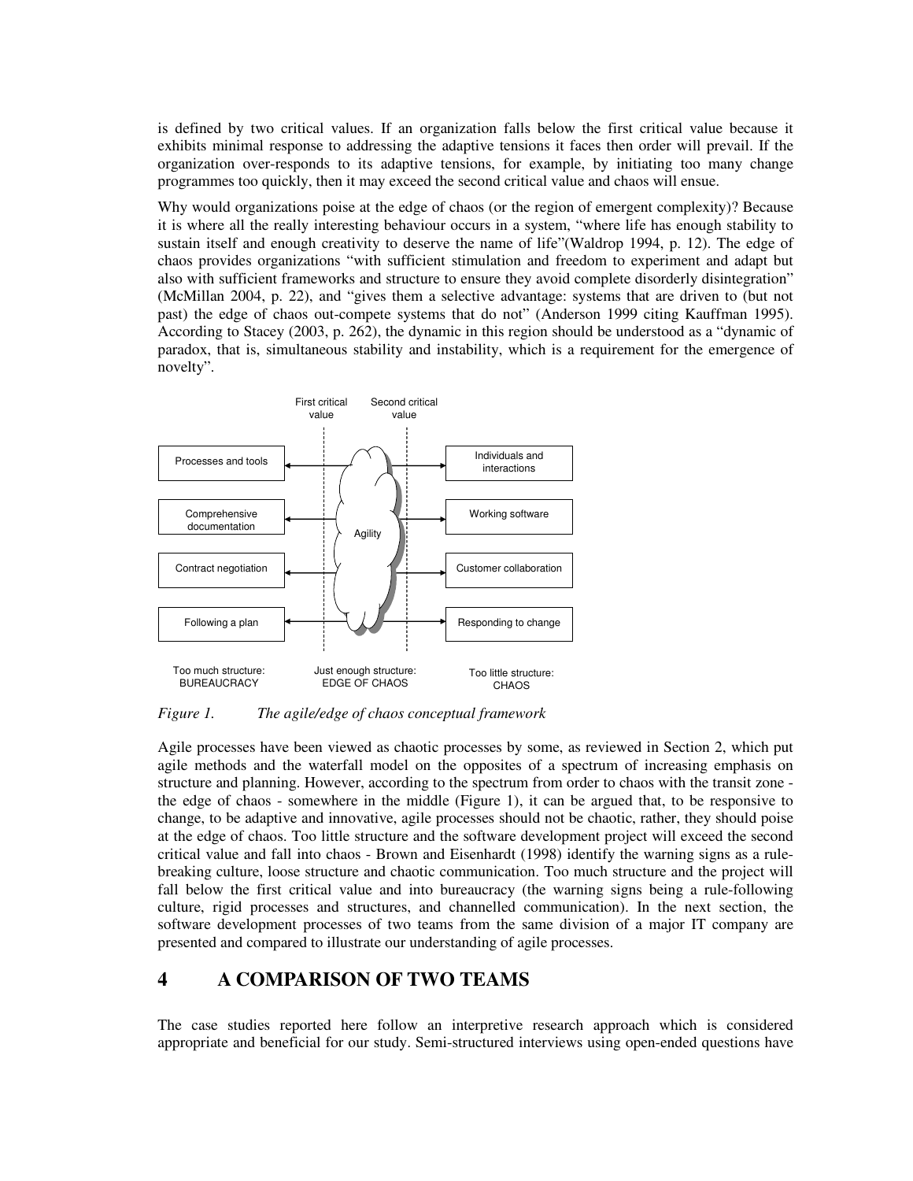is defined by two critical values. If an organization falls below the first critical value because it exhibits minimal response to addressing the adaptive tensions it faces then order will prevail. If the organization over-responds to its adaptive tensions, for example, by initiating too many change programmes too quickly, then it may exceed the second critical value and chaos will ensue.

Why would organizations poise at the edge of chaos (or the region of emergent complexity)? Because it is where all the really interesting behaviour occurs in a system, "where life has enough stability to sustain itself and enough creativity to deserve the name of life"(Waldrop 1994, p. 12). The edge of chaos provides organizations "with sufficient stimulation and freedom to experiment and adapt but also with sufficient frameworks and structure to ensure they avoid complete disorderly disintegration" (McMillan 2004, p. 22), and "gives them a selective advantage: systems that are driven to (but not past) the edge of chaos out-compete systems that do not" (Anderson 1999 citing Kauffman 1995). According to Stacey (2003, p. 262), the dynamic in this region should be understood as a "dynamic of paradox, that is, simultaneous stability and instability, which is a requirement for the emergence of novelty".

*Figure 1. The agile/edge of chaos conceptual framework*

Agile processes have been viewed as chaotic processes by some, as reviewed in Section 2, which put agile methods and the waterfall model on the opposites of a spectrum of increasing emphasis on structure and planning. However, according to the spectrum from order to chaos with the transit zone - the edge of chaos - somewhere in the middle (Figure 1), it can be argued that, to be responsive to change, to be adaptive and innovative, agile processes should not be chaotic, rather, they should poise at the edge of chaos. Too little structure and the software development project will exceed the second critical value and fall into chaos - Brown and Eisenhardt (1998) identify the warning signs as a rule-breaking culture, loose structure and chaotic communication. Too much structure and the project will fall below the first critical value and into bureaucracy (the warning signs being a rule-following culture, rigid processes and structures, and channelled communication). In the next section, the software development processes of two teams from the same division of a major IT company are presented and compared to illustrate our understanding of agile processes.

## 4 A COMPARISON OF TWO TEAMS

The case studies reported here follow an interpretive research approach which is considered appropriate and beneficial for our study. Semi-structured interviews using open-ended questions have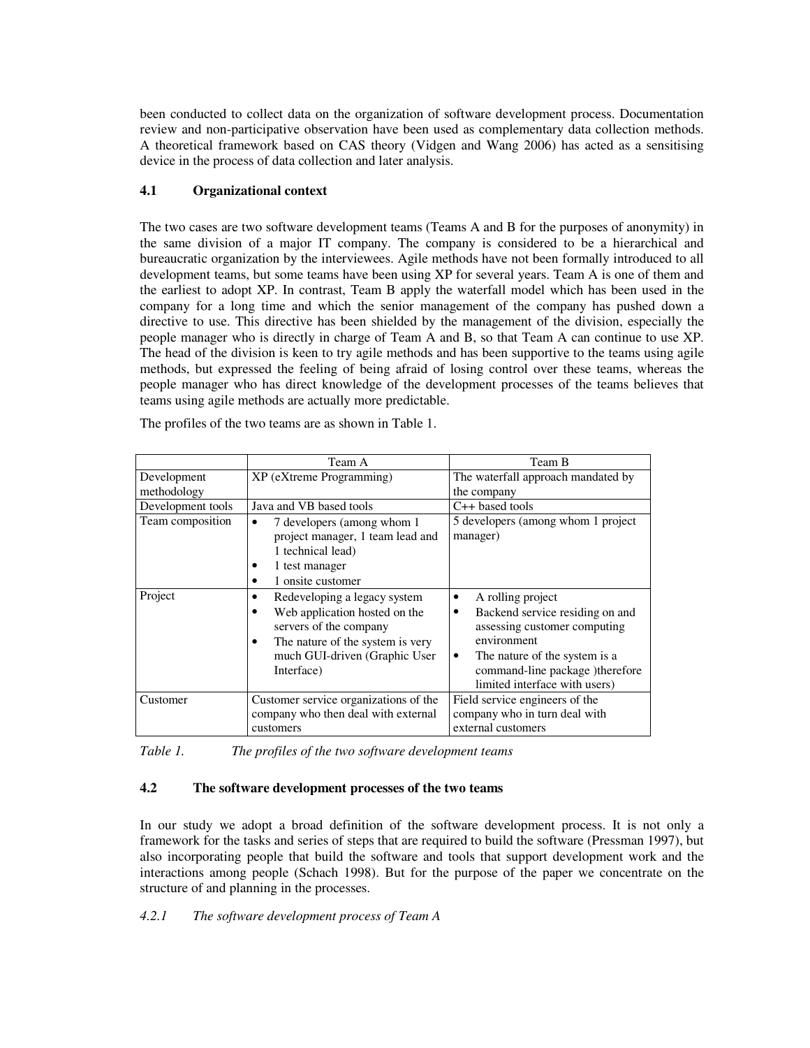been conducted to collect data on the organization of software development process. Documentation review and non-participative observation have been used as complementary data collection methods. A theoretical framework based on CAS theory (Vidgen and Wang 2006) has acted as a sensitising device in the process of data collection and later analysis.

### 4.1 Organizational context

The two cases are two software development teams (Teams A and B for the purposes of anonymity) in the same division of a major IT company. The company is considered to be a hierarchical and bureaucratic organization by the interviewees. Agile methods have not been formally introduced to all development teams, but some teams have been using XP for several years. Team A is one of them and the earliest to adopt XP. In contrast, Team B apply the waterfall model which has been used in the company for a long time and which the senior management of the company has pushed down a directive to use. This directive has been shielded by the management of the division, especially the people manager who is directly in charge of Team A and B, so that Team A can continue to use XP. The head of the division is keen to try agile methods and has been supportive to the teams using agile methods, but expressed the feeling of being afraid of losing control over these teams, whereas the people manager who has direct knowledge of the development processes of the teams believes that teams using agile methods are actually more predictable.

The profiles of the two teams are as shown in Table 1.

| | Team A | Team B |
|---|---|---|
| Development methodology | XP (eXtreme Programming) | The waterfall approach mandated by the company |
| Development tools | Java and VB based tools | C++ based tools |
| Team composition | • 7 developers (among whom 1 project manager, 1 team lead and 1 technical lead)<br>• 1 test manager<br>• 1 onsite customer | 5 developers (among whom 1 project manager) |
| Project | • Redeveloping a legacy system<br>• Web application hosted on the servers of the company<br>• The nature of the system is very much GUI-driven (Graphic User Interface) | • A rolling project<br>• Backend service residing on and assessing customer computing environment<br>• The nature of the system is a command-line package )therefore limited interface with users) |
| Customer | Customer service organizations of the company who then deal with external customers | Field service engineers of the company who in turn deal with external customers |

*Table 1. The profiles of the two software development teams*

### 4.2 The software development processes of the two teams

In our study we adopt a broad definition of the software development process. It is not only a framework for the tasks and series of steps that are required to build the software (Pressman 1997), but also incorporating people that build the software and tools that support development work and the interactions among people (Schach 1998). But for the purpose of the paper we concentrate on the structure of and planning in the processes.

#### *4.2.1 The software development process of Team A*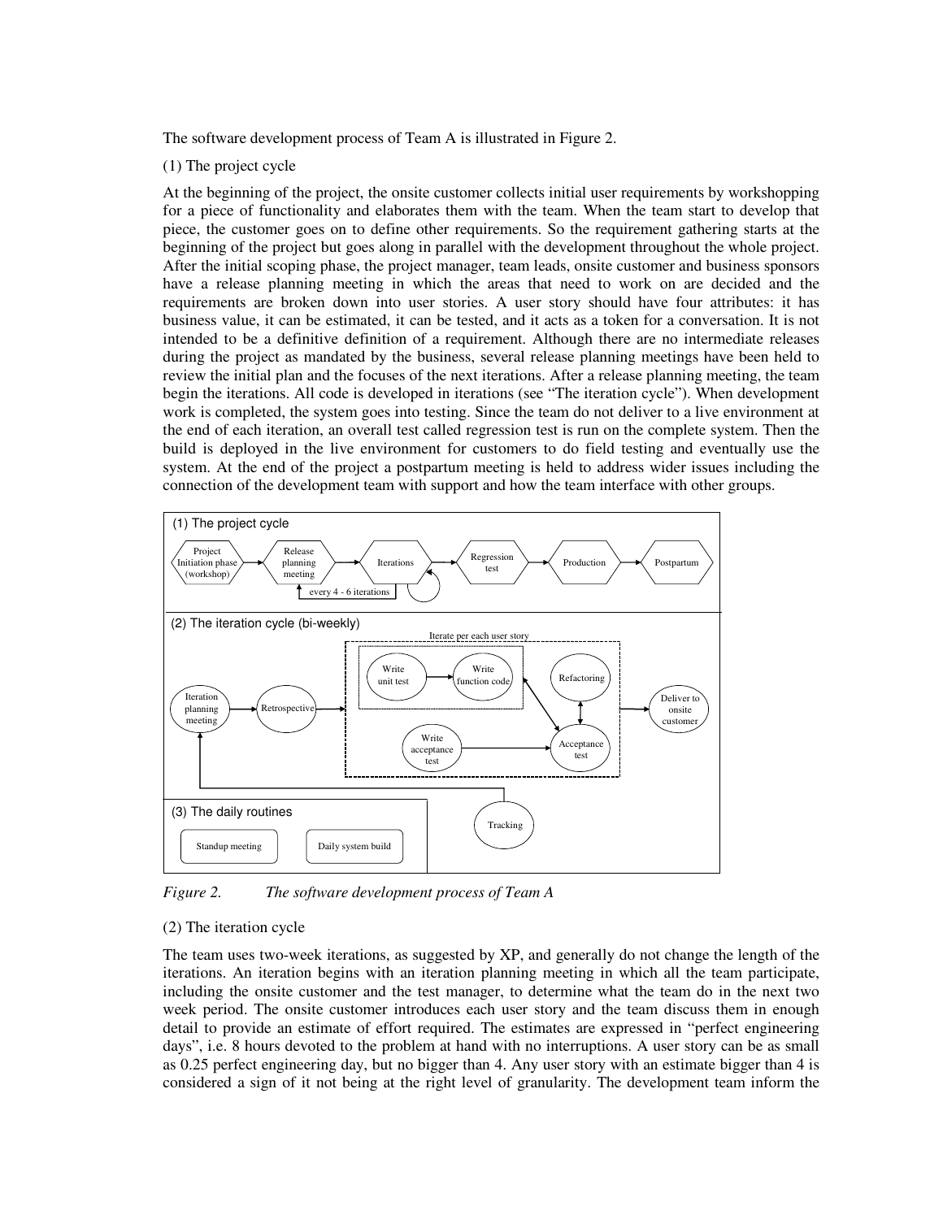The software development process of Team A is illustrated in Figure 2.

(1) The project cycle

At the beginning of the project, the onsite customer collects initial user requirements by workshopping for a piece of functionality and elaborates them with the team. When the team start to develop that piece, the customer goes on to define other requirements. So the requirement gathering starts at the beginning of the project but goes along in parallel with the development throughout the whole project. After the initial scoping phase, the project manager, team leads, onsite customer and business sponsors have a release planning meeting in which the areas that need to work on are decided and the requirements are broken down into user stories. A user story should have four attributes: it has business value, it can be estimated, it can be tested, and it acts as a token for a conversation. It is not intended to be a definitive definition of a requirement. Although there are no intermediate releases during the project as mandated by the business, several release planning meetings have been held to review the initial plan and the focuses of the next iterations. After a release planning meeting, the team begin the iterations. All code is developed in iterations (see "The iteration cycle"). When development work is completed, the system goes into testing. Since the team do not deliver to a live environment at the end of each iteration, an overall test called regression test is run on the complete system. Then the build is deployed in the live environment for customers to do field testing and eventually use the system. At the end of the project a postpartum meeting is held to address wider issues including the connection of the development team with support and how the team interface with other groups.

(1) The project cycle

Project Initiation phase (workshop) → Release planning meeting → Iterations → Regression test → Production → Postpartum

every 4 - 6 iterations

(2) The iteration cycle (bi-weekly)

Iteration planning meeting → Retrospective → Iterate per each user story [Write unit test → Write function code; Refactoring; Write acceptance test → Acceptance test] → Deliver to onsite customer

Tracking

(3) The daily routines

Standup meeting

Daily system build

*Figure 2. The software development process of Team A*

(2) The iteration cycle

The team uses two-week iterations, as suggested by XP, and generally do not change the length of the iterations. An iteration begins with an iteration planning meeting in which all the team participate, including the onsite customer and the test manager, to determine what the team do in the next two week period. The onsite customer introduces each user story and the team discuss them in enough detail to provide an estimate of effort required. The estimates are expressed in "perfect engineering days", i.e. 8 hours devoted to the problem at hand with no interruptions. A user story can be as small as 0.25 perfect engineering day, but no bigger than 4. Any user story with an estimate bigger than 4 is considered a sign of it not being at the right level of granularity. The development team inform the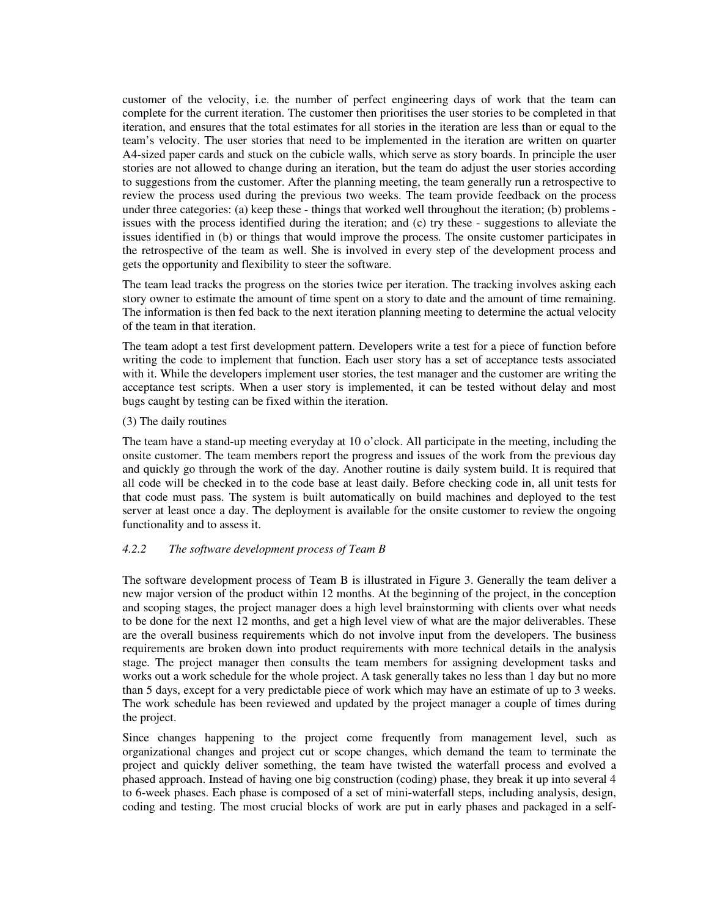customer of the velocity, i.e. the number of perfect engineering days of work that the team can complete for the current iteration. The customer then prioritises the user stories to be completed in that iteration, and ensures that the total estimates for all stories in the iteration are less than or equal to the team's velocity. The user stories that need to be implemented in the iteration are written on quarter A4-sized paper cards and stuck on the cubicle walls, which serve as story boards. In principle the user stories are not allowed to change during an iteration, but the team do adjust the user stories according to suggestions from the customer. After the planning meeting, the team generally run a retrospective to review the process used during the previous two weeks. The team provide feedback on the process under three categories: (a) keep these - things that worked well throughout the iteration; (b) problems - issues with the process identified during the iteration; and (c) try these - suggestions to alleviate the issues identified in (b) or things that would improve the process. The onsite customer participates in the retrospective of the team as well. She is involved in every step of the development process and gets the opportunity and flexibility to steer the software.

The team lead tracks the progress on the stories twice per iteration. The tracking involves asking each story owner to estimate the amount of time spent on a story to date and the amount of time remaining. The information is then fed back to the next iteration planning meeting to determine the actual velocity of the team in that iteration.

The team adopt a test first development pattern. Developers write a test for a piece of function before writing the code to implement that function. Each user story has a set of acceptance tests associated with it. While the developers implement user stories, the test manager and the customer are writing the acceptance test scripts. When a user story is implemented, it can be tested without delay and most bugs caught by testing can be fixed within the iteration.

(3) The daily routines

The team have a stand-up meeting everyday at 10 o'clock. All participate in the meeting, including the onsite customer. The team members report the progress and issues of the work from the previous day and quickly go through the work of the day. Another routine is daily system build. It is required that all code will be checked in to the code base at least daily. Before checking code in, all unit tests for that code must pass. The system is built automatically on build machines and deployed to the test server at least once a day. The deployment is available for the onsite customer to review the ongoing functionality and to assess it.

#### *4.2.2 The software development process of Team B*

The software development process of Team B is illustrated in Figure 3. Generally the team deliver a new major version of the product within 12 months. At the beginning of the project, in the conception and scoping stages, the project manager does a high level brainstorming with clients over what needs to be done for the next 12 months, and get a high level view of what are the major deliverables. These are the overall business requirements which do not involve input from the developers. The business requirements are broken down into product requirements with more technical details in the analysis stage. The project manager then consults the team members for assigning development tasks and works out a work schedule for the whole project. A task generally takes no less than 1 day but no more than 5 days, except for a very predictable piece of work which may have an estimate of up to 3 weeks. The work schedule has been reviewed and updated by the project manager a couple of times during the project.

Since changes happening to the project come frequently from management level, such as organizational changes and project cut or scope changes, which demand the team to terminate the project and quickly deliver something, the team have twisted the waterfall process and evolved a phased approach. Instead of having one big construction (coding) phase, they break it up into several 4 to 6-week phases. Each phase is composed of a set of mini-waterfall steps, including analysis, design, coding and testing. The most crucial blocks of work are put in early phases and packaged in a self-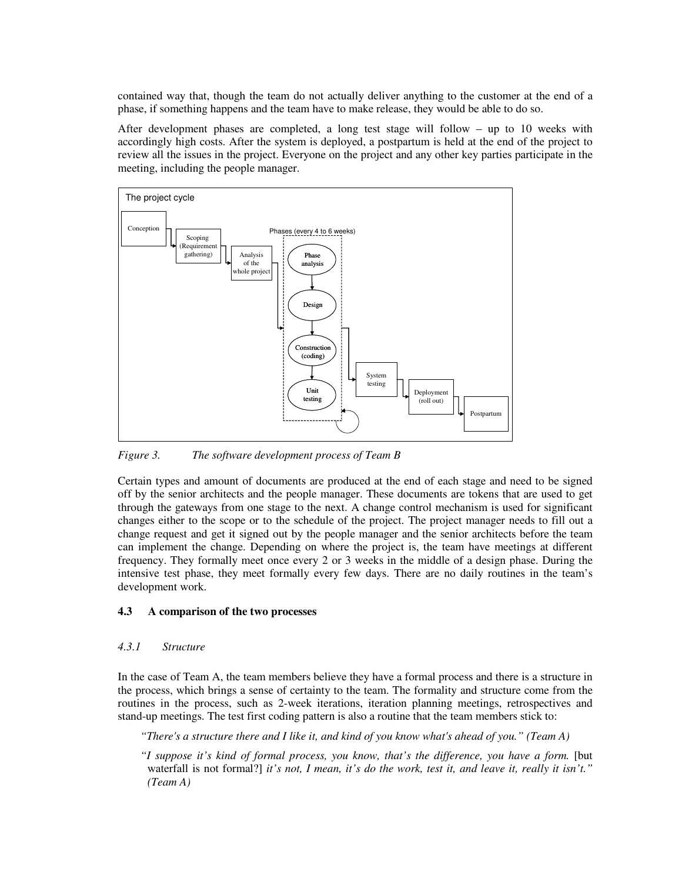contained way that, though the team do not actually deliver anything to the customer at the end of a phase, if something happens and the team have to make release, they would be able to do so.

After development phases are completed, a long test stage will follow – up to 10 weeks with accordingly high costs. After the system is deployed, a postpartum is held at the end of the project to review all the issues in the project. Everyone on the project and any other key parties participate in the meeting, including the people manager.

*Figure 3. The software development process of Team B*

Certain types and amount of documents are produced at the end of each stage and need to be signed off by the senior architects and the people manager. These documents are tokens that are used to get through the gateways from one stage to the next. A change control mechanism is used for significant changes either to the scope or to the schedule of the project. The project manager needs to fill out a change request and get it signed out by the people manager and the senior architects before the team can implement the change. Depending on where the project is, the team have meetings at different frequency. They formally meet once every 2 or 3 weeks in the middle of a design phase. During the intensive test phase, they meet formally every few days. There are no daily routines in the team's development work.

### 4.3 A comparison of the two processes

#### *4.3.1 Structure*

In the case of Team A, the team members believe they have a formal process and there is a structure in the process, which brings a sense of certainty to the team. The formality and structure come from the routines in the process, such as 2-week iterations, iteration planning meetings, retrospectives and stand-up meetings. The test first coding pattern is also a routine that the team members stick to:

> *"There's a structure there and I like it, and kind of you know what's ahead of you." (Team A)*

> *"I suppose it's kind of formal process, you know, that's the difference, you have a form.* [but waterfall is not formal?] *it's not, I mean, it's do the work, test it, and leave it, really it isn't." (Team A)*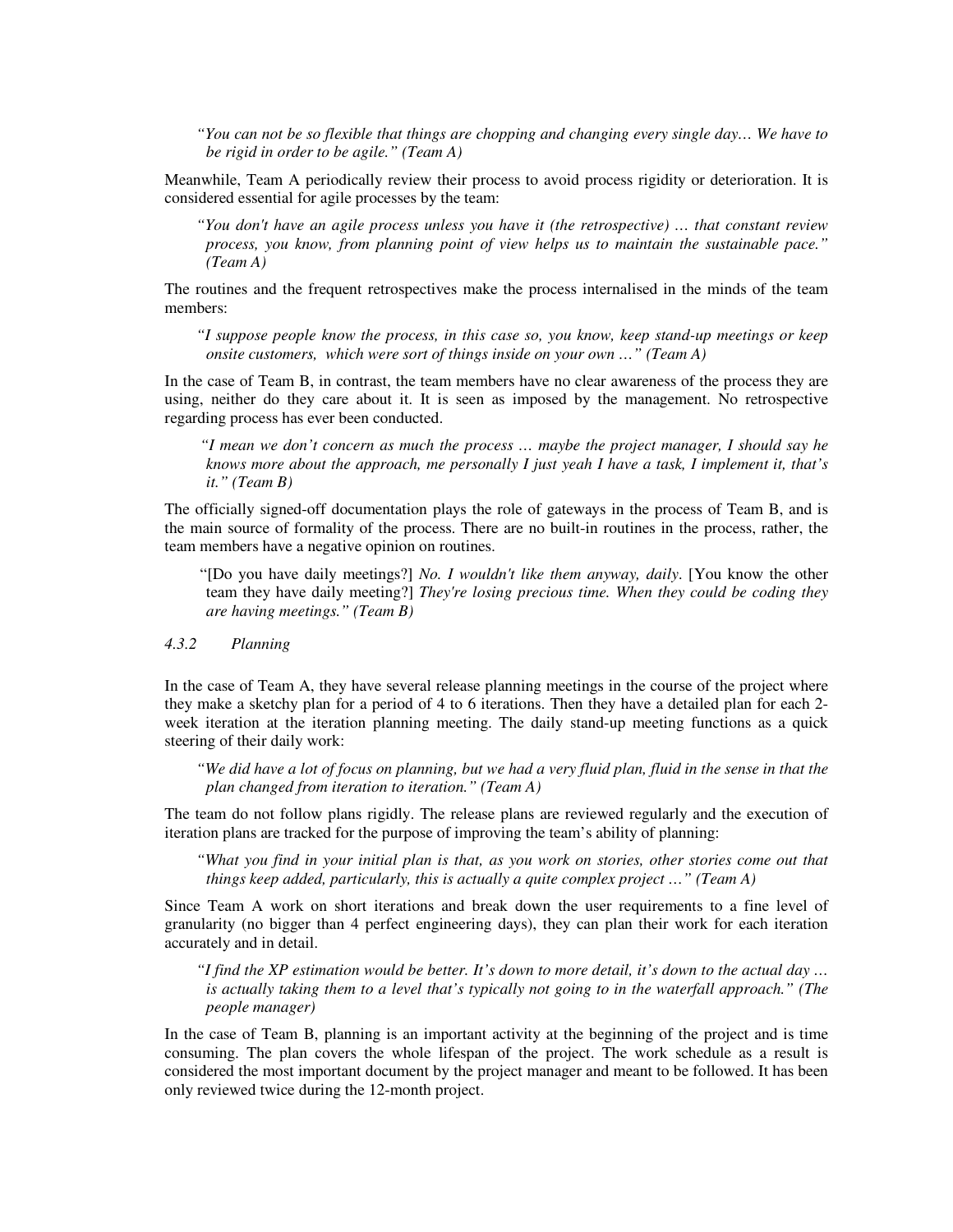*"You can not be so flexible that things are chopping and changing every single day… We have to be rigid in order to be agile." (Team A)*

Meanwhile, Team A periodically review their process to avoid process rigidity or deterioration. It is considered essential for agile processes by the team:

*"You don't have an agile process unless you have it (the retrospective) … that constant review process, you know, from planning point of view helps us to maintain the sustainable pace." (Team A)*

The routines and the frequent retrospectives make the process internalised in the minds of the team members:

*"I suppose people know the process, in this case so, you know, keep stand-up meetings or keep onsite customers, which were sort of things inside on your own …" (Team A)*

In the case of Team B, in contrast, the team members have no clear awareness of the process they are using, neither do they care about it. It is seen as imposed by the management. No retrospective regarding process has ever been conducted.

*"I mean we don't concern as much the process … maybe the project manager, I should say he knows more about the approach, me personally I just yeah I have a task, I implement it, that's it." (Team B)*

The officially signed-off documentation plays the role of gateways in the process of Team B, and is the main source of formality of the process. There are no built-in routines in the process, rather, the team members have a negative opinion on routines.

"[Do you have daily meetings?] *No. I wouldn't like them anyway, daily*. [You know the other team they have daily meeting?] *They're losing precious time. When they could be coding they are having meetings." (Team B)*

#### *4.3.2 Planning*

In the case of Team A, they have several release planning meetings in the course of the project where they make a sketchy plan for a period of 4 to 6 iterations. Then they have a detailed plan for each 2-week iteration at the iteration planning meeting. The daily stand-up meeting functions as a quick steering of their daily work:

*"We did have a lot of focus on planning, but we had a very fluid plan, fluid in the sense in that the plan changed from iteration to iteration." (Team A)*

The team do not follow plans rigidly. The release plans are reviewed regularly and the execution of iteration plans are tracked for the purpose of improving the team's ability of planning:

*"What you find in your initial plan is that, as you work on stories, other stories come out that things keep added, particularly, this is actually a quite complex project …" (Team A)*

Since Team A work on short iterations and break down the user requirements to a fine level of granularity (no bigger than 4 perfect engineering days), they can plan their work for each iteration accurately and in detail.

*"I find the XP estimation would be better. It's down to more detail, it's down to the actual day … is actually taking them to a level that's typically not going to in the waterfall approach." (The people manager)*

In the case of Team B, planning is an important activity at the beginning of the project and is time consuming. The plan covers the whole lifespan of the project. The work schedule as a result is considered the most important document by the project manager and meant to be followed. It has been only reviewed twice during the 12-month project.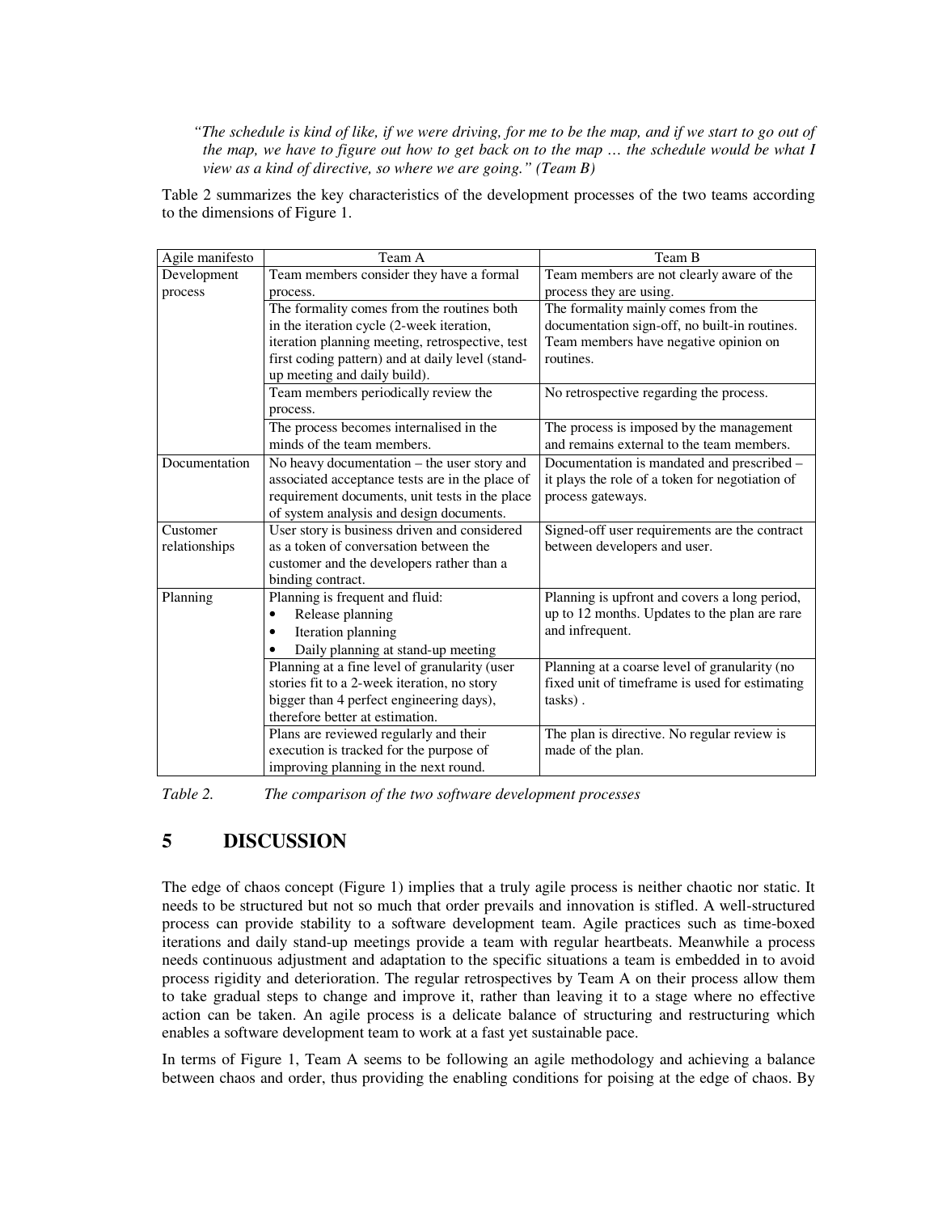*"The schedule is kind of like, if we were driving, for me to be the map, and if we start to go out of the map, we have to figure out how to get back on to the map … the schedule would be what I view as a kind of directive, so where we are going." (Team B)*

Table 2 summarizes the key characteristics of the development processes of the two teams according to the dimensions of Figure 1.

| Agile manifesto | Team A | Team B |
|---|---|---|
| Development process | Team members consider they have a formal process. | Team members are not clearly aware of the process they are using. |
| | The formality comes from the routines both in the iteration cycle (2-week iteration, iteration planning meeting, retrospective, test first coding pattern) and at daily level (stand-up meeting and daily build). | The formality mainly comes from the documentation sign-off, no built-in routines. Team members have negative opinion on routines. |
| | Team members periodically review the process. | No retrospective regarding the process. |
| | The process becomes internalised in the minds of the team members. | The process is imposed by the management and remains external to the team members. |
| Documentation | No heavy documentation – the user story and associated acceptance tests are in the place of requirement documents, unit tests in the place of system analysis and design documents. | Documentation is mandated and prescribed – it plays the role of a token for negotiation of process gateways. |
| Customer relationships | User story is business driven and considered as a token of conversation between the customer and the developers rather than a binding contract. | Signed-off user requirements are the contract between developers and user. |
| Planning | Planning is frequent and fluid: <br>• Release planning <br>• Iteration planning <br>• Daily planning at stand-up meeting | Planning is upfront and covers a long period, up to 12 months. Updates to the plan are rare and infrequent. |
| | Planning at a fine level of granularity (user stories fit to a 2-week iteration, no story bigger than 4 perfect engineering days), therefore better at estimation. | Planning at a coarse level of granularity (no fixed unit of timeframe is used for estimating tasks) . |
| | Plans are reviewed regularly and their execution is tracked for the purpose of improving planning in the next round. | The plan is directive. No regular review is made of the plan. |

*Table 2. The comparison of the two software development processes*

# 5 DISCUSSION

The edge of chaos concept (Figure 1) implies that a truly agile process is neither chaotic nor static. It needs to be structured but not so much that order prevails and innovation is stifled. A well-structured process can provide stability to a software development team. Agile practices such as time-boxed iterations and daily stand-up meetings provide a team with regular heartbeats. Meanwhile a process needs continuous adjustment and adaptation to the specific situations a team is embedded in to avoid process rigidity and deterioration. The regular retrospectives by Team A on their process allow them to take gradual steps to change and improve it, rather than leaving it to a stage where no effective action can be taken. An agile process is a delicate balance of structuring and restructuring which enables a software development team to work at a fast yet sustainable pace.

In terms of Figure 1, Team A seems to be following an agile methodology and achieving a balance between chaos and order, thus providing the enabling conditions for poising at the edge of chaos. By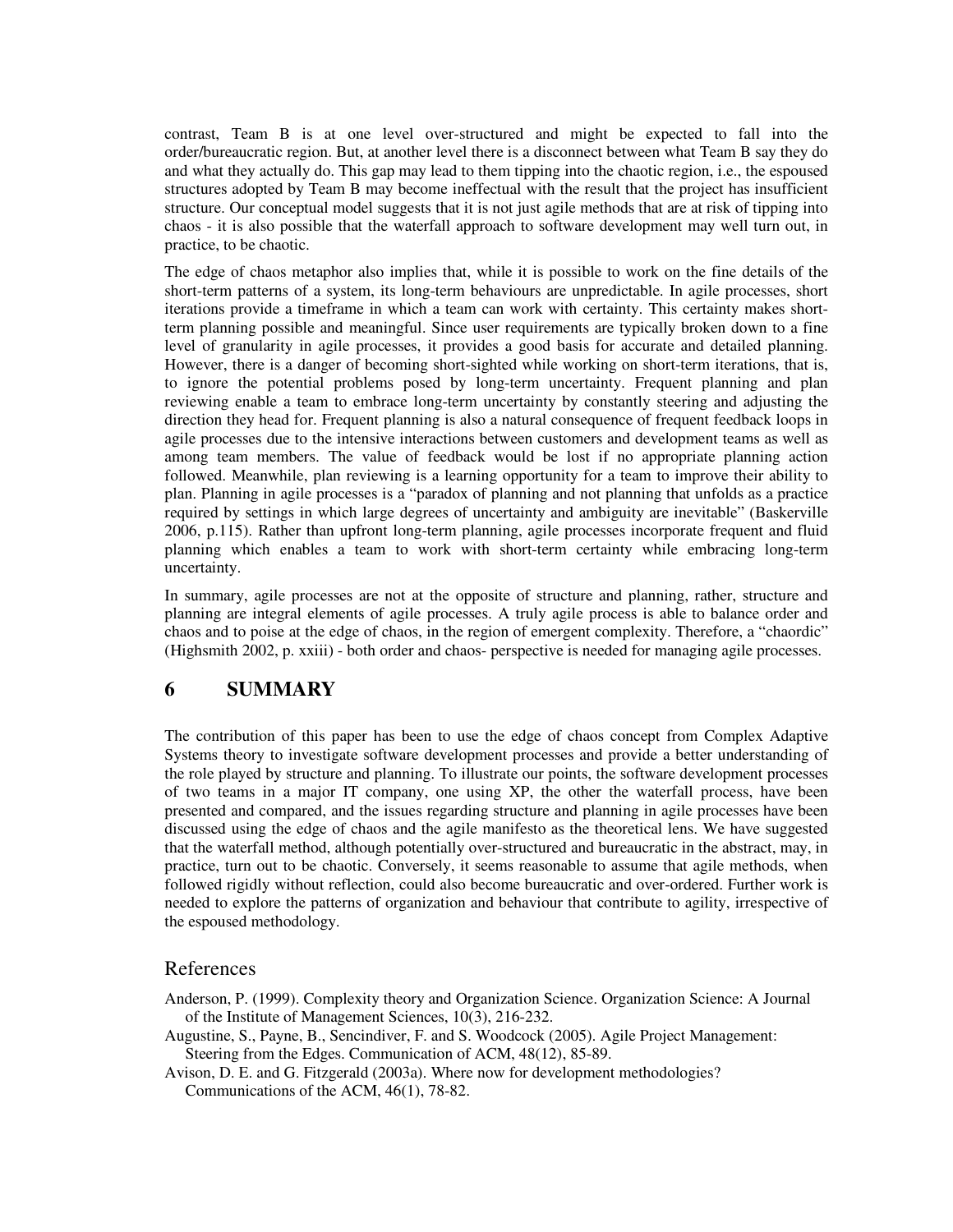contrast, Team B is at one level over-structured and might be expected to fall into the order/bureaucratic region. But, at another level there is a disconnect between what Team B say they do and what they actually do. This gap may lead to them tipping into the chaotic region, i.e., the espoused structures adopted by Team B may become ineffectual with the result that the project has insufficient structure. Our conceptual model suggests that it is not just agile methods that are at risk of tipping into chaos - it is also possible that the waterfall approach to software development may well turn out, in practice, to be chaotic.

The edge of chaos metaphor also implies that, while it is possible to work on the fine details of the short-term patterns of a system, its long-term behaviours are unpredictable. In agile processes, short iterations provide a timeframe in which a team can work with certainty. This certainty makes short-term planning possible and meaningful. Since user requirements are typically broken down to a fine level of granularity in agile processes, it provides a good basis for accurate and detailed planning. However, there is a danger of becoming short-sighted while working on short-term iterations, that is, to ignore the potential problems posed by long-term uncertainty. Frequent planning and plan reviewing enable a team to embrace long-term uncertainty by constantly steering and adjusting the direction they head for. Frequent planning is also a natural consequence of frequent feedback loops in agile processes due to the intensive interactions between customers and development teams as well as among team members. The value of feedback would be lost if no appropriate planning action followed. Meanwhile, plan reviewing is a learning opportunity for a team to improve their ability to plan. Planning in agile processes is a "paradox of planning and not planning that unfolds as a practice required by settings in which large degrees of uncertainty and ambiguity are inevitable" (Baskerville 2006, p.115). Rather than upfront long-term planning, agile processes incorporate frequent and fluid planning which enables a team to work with short-term certainty while embracing long-term uncertainty.

In summary, agile processes are not at the opposite of structure and planning, rather, structure and planning are integral elements of agile processes. A truly agile process is able to balance order and chaos and to poise at the edge of chaos, in the region of emergent complexity. Therefore, a "chaordic" (Highsmith 2002, p. xxiii) - both order and chaos- perspective is needed for managing agile processes.

# 6 SUMMARY

The contribution of this paper has been to use the edge of chaos concept from Complex Adaptive Systems theory to investigate software development processes and provide a better understanding of the role played by structure and planning. To illustrate our points, the software development processes of two teams in a major IT company, one using XP, the other the waterfall process, have been presented and compared, and the issues regarding structure and planning in agile processes have been discussed using the edge of chaos and the agile manifesto as the theoretical lens. We have suggested that the waterfall method, although potentially over-structured and bureaucratic in the abstract, may, in practice, turn out to be chaotic. Conversely, it seems reasonable to assume that agile methods, when followed rigidly without reflection, could also become bureaucratic and over-ordered. Further work is needed to explore the patterns of organization and behaviour that contribute to agility, irrespective of the espoused methodology.

## References

Anderson, P. (1999). Complexity theory and Organization Science. Organization Science: A Journal of the Institute of Management Sciences, 10(3), 216-232.

Augustine, S., Payne, B., Sencindiver, F. and S. Woodcock (2005). Agile Project Management: Steering from the Edges. Communication of ACM, 48(12), 85-89.

Avison, D. E. and G. Fitzgerald (2003a). Where now for development methodologies? Communications of the ACM, 46(1), 78-82.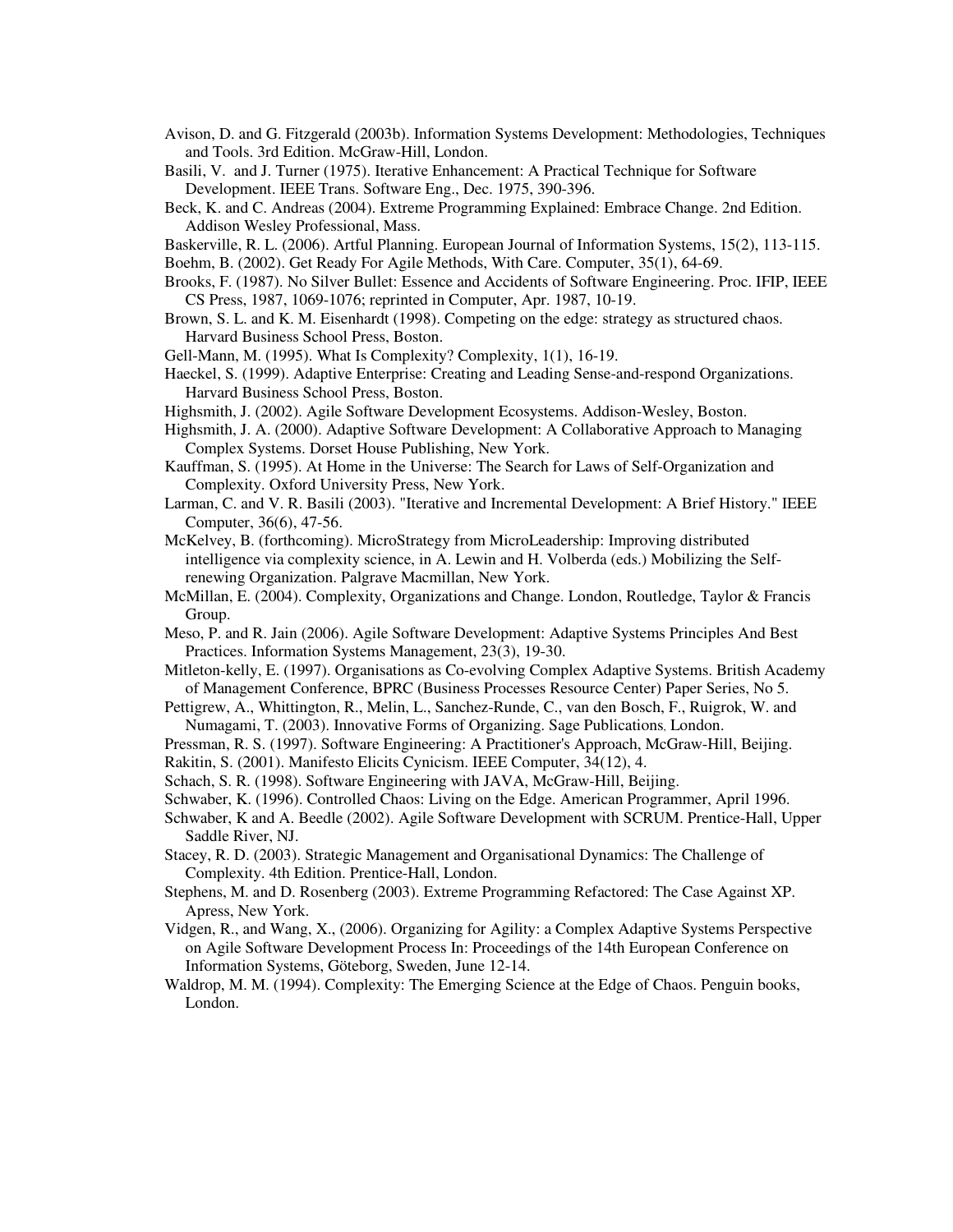Avison, D. and G. Fitzgerald (2003b). Information Systems Development: Methodologies, Techniques and Tools. 3rd Edition. McGraw-Hill, London.

Basili, V. and J. Turner (1975). Iterative Enhancement: A Practical Technique for Software Development. IEEE Trans. Software Eng., Dec. 1975, 390-396.

Beck, K. and C. Andreas (2004). Extreme Programming Explained: Embrace Change. 2nd Edition. Addison Wesley Professional, Mass.

Baskerville, R. L. (2006). Artful Planning. European Journal of Information Systems, 15(2), 113-115.

Boehm, B. (2002). Get Ready For Agile Methods, With Care. Computer, 35(1), 64-69.

Brooks, F. (1987). No Silver Bullet: Essence and Accidents of Software Engineering. Proc. IFIP, IEEE CS Press, 1987, 1069-1076; reprinted in Computer, Apr. 1987, 10-19.

Brown, S. L. and K. M. Eisenhardt (1998). Competing on the edge: strategy as structured chaos. Harvard Business School Press, Boston.

Gell-Mann, M. (1995). What Is Complexity? Complexity, 1(1), 16-19.

Haeckel, S. (1999). Adaptive Enterprise: Creating and Leading Sense-and-respond Organizations. Harvard Business School Press, Boston.

Highsmith, J. (2002). Agile Software Development Ecosystems. Addison-Wesley, Boston.

Highsmith, J. A. (2000). Adaptive Software Development: A Collaborative Approach to Managing Complex Systems. Dorset House Publishing, New York.

Kauffman, S. (1995). At Home in the Universe: The Search for Laws of Self-Organization and Complexity. Oxford University Press, New York.

Larman, C. and V. R. Basili (2003). "Iterative and Incremental Development: A Brief History." IEEE Computer, 36(6), 47-56.

McKelvey, B. (forthcoming). MicroStrategy from MicroLeadership: Improving distributed intelligence via complexity science, in A. Lewin and H. Volberda (eds.) Mobilizing the Self-renewing Organization. Palgrave Macmillan, New York.

McMillan, E. (2004). Complexity, Organizations and Change. London, Routledge, Taylor & Francis Group.

Meso, P. and R. Jain (2006). Agile Software Development: Adaptive Systems Principles And Best Practices. Information Systems Management, 23(3), 19-30.

Mitleton-kelly, E. (1997). Organisations as Co-evolving Complex Adaptive Systems. British Academy of Management Conference, BPRC (Business Processes Resource Center) Paper Series, No 5.

Pettigrew, A., Whittington, R., Melin, L., Sanchez-Runde, C., van den Bosch, F., Ruigrok, W. and Numagami, T. (2003). Innovative Forms of Organizing. Sage Publications, London.

Pressman, R. S. (1997). Software Engineering: A Practitioner's Approach, McGraw-Hill, Beijing.

Rakitin, S. (2001). Manifesto Elicits Cynicism. IEEE Computer, 34(12), 4.

Schach, S. R. (1998). Software Engineering with JAVA, McGraw-Hill, Beijing.

Schwaber, K. (1996). Controlled Chaos: Living on the Edge. American Programmer, April 1996.

Schwaber, K and A. Beedle (2002). Agile Software Development with SCRUM. Prentice-Hall, Upper Saddle River, NJ.

Stacey, R. D. (2003). Strategic Management and Organisational Dynamics: The Challenge of Complexity. 4th Edition. Prentice-Hall, London.

Stephens, M. and D. Rosenberg (2003). Extreme Programming Refactored: The Case Against XP. Apress, New York.

Vidgen, R., and Wang, X., (2006). Organizing for Agility: a Complex Adaptive Systems Perspective on Agile Software Development Process In: Proceedings of the 14th European Conference on Information Systems, Göteborg, Sweden, June 12-14.

Waldrop, M. M. (1994). Complexity: The Emerging Science at the Edge of Chaos. Penguin books, London.